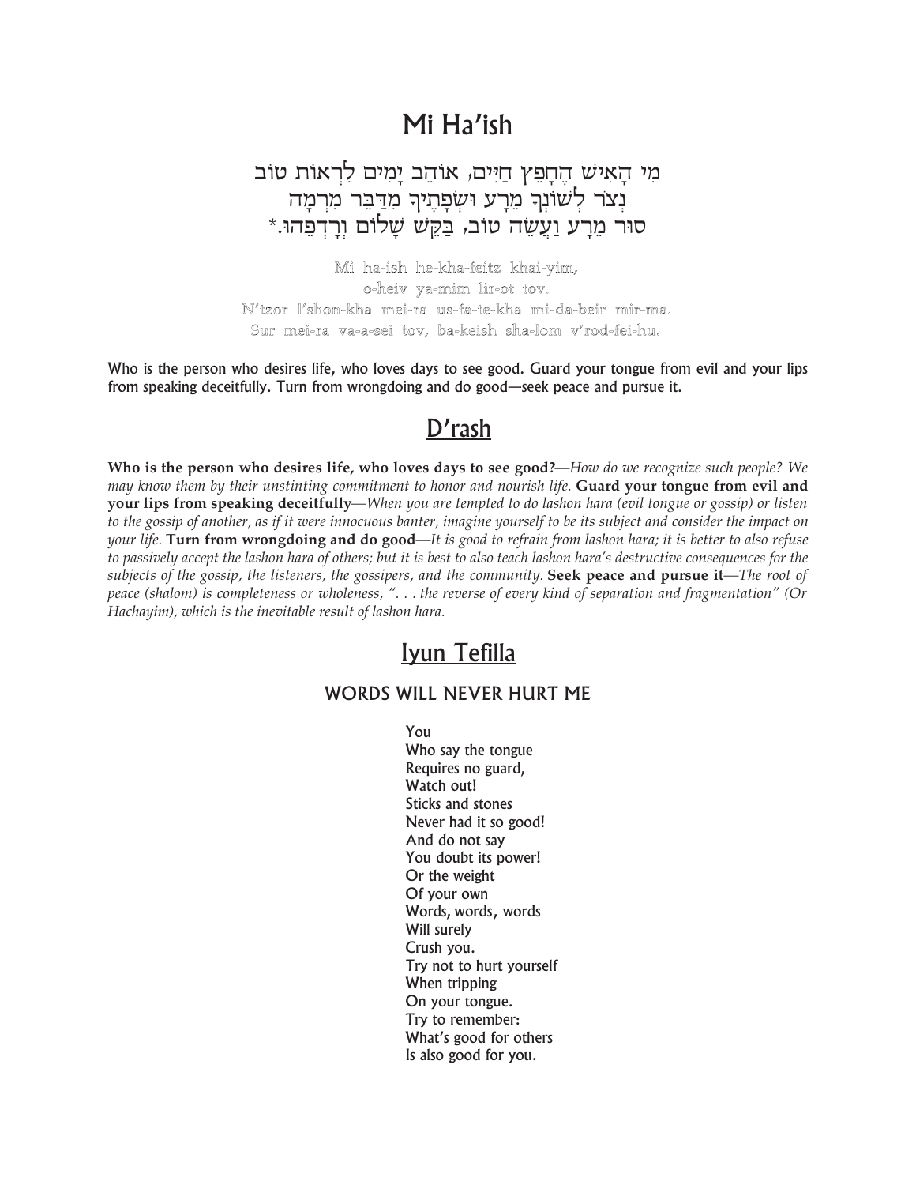# Mi Ha'ish

מִי הָאִישׁ הֶחָפֵץ חַיִּים, אוֹהֵב יָמִים לִרְאוֹת טוֹב
נְצֹר לְשׁוֹנְךָ מֵרָע וּשְׂפָתֶיךָ מִדַּבֵּר מִרְמָה
סוּר מֵרָע וַעֲשֵׂה טוֹב, בַּקֵּשׁ שָׁלוֹם וְרָדְפֵהוּ.*

Mi ha-ish he-kha-feitz khai-yim,
o-heiv ya-mim lir-ot tov.
N'tzor l'shon-kha mei-ra us-fa-te-kha mi-da-beir mir-ma.
Sur mei-ra va-a-sei tov, ba-keish sha-lom v'rod-fei-hu.

Who is the person who desires life, who loves days to see good. Guard your tongue from evil and your lips from speaking deceitfully. Turn from wrongdoing and do good—seek peace and pursue it.

## D'rash

**Who is the person who desires life, who loves days to see good?**—*How do we recognize such people? We may know them by their unstinting commitment to honor and nourish life.* **Guard your tongue from evil and your lips from speaking deceitfully**—*When you are tempted to do lashon hara (evil tongue or gossip) or listen to the gossip of another, as if it were innocuous banter, imagine yourself to be its subject and consider the impact on your life.* **Turn from wrongdoing and do good**—*It is good to refrain from lashon hara; it is better to also refuse to passively accept the lashon hara of others; but it is best to also teach lashon hara's destructive consequences for the subjects of the gossip, the listeners, the gossipers, and the community.* **Seek peace and pursue it**—*The root of peace (shalom) is completeness or wholeness, ". . . the reverse of every kind of separation and fragmentation" (Or Hachayim), which is the inevitable result of lashon hara.*

## Iyun Tefilla

### WORDS WILL NEVER HURT ME

You
Who say the tongue
Requires no guard,
Watch out!
Sticks and stones
Never had it so good!
And do not say
You doubt its power!
Or the weight
Of your own
Words, words, words
Will surely
Crush you.
Try not to hurt yourself
When tripping
On your tongue.
Try to remember:
What's good for others
Is also good for you.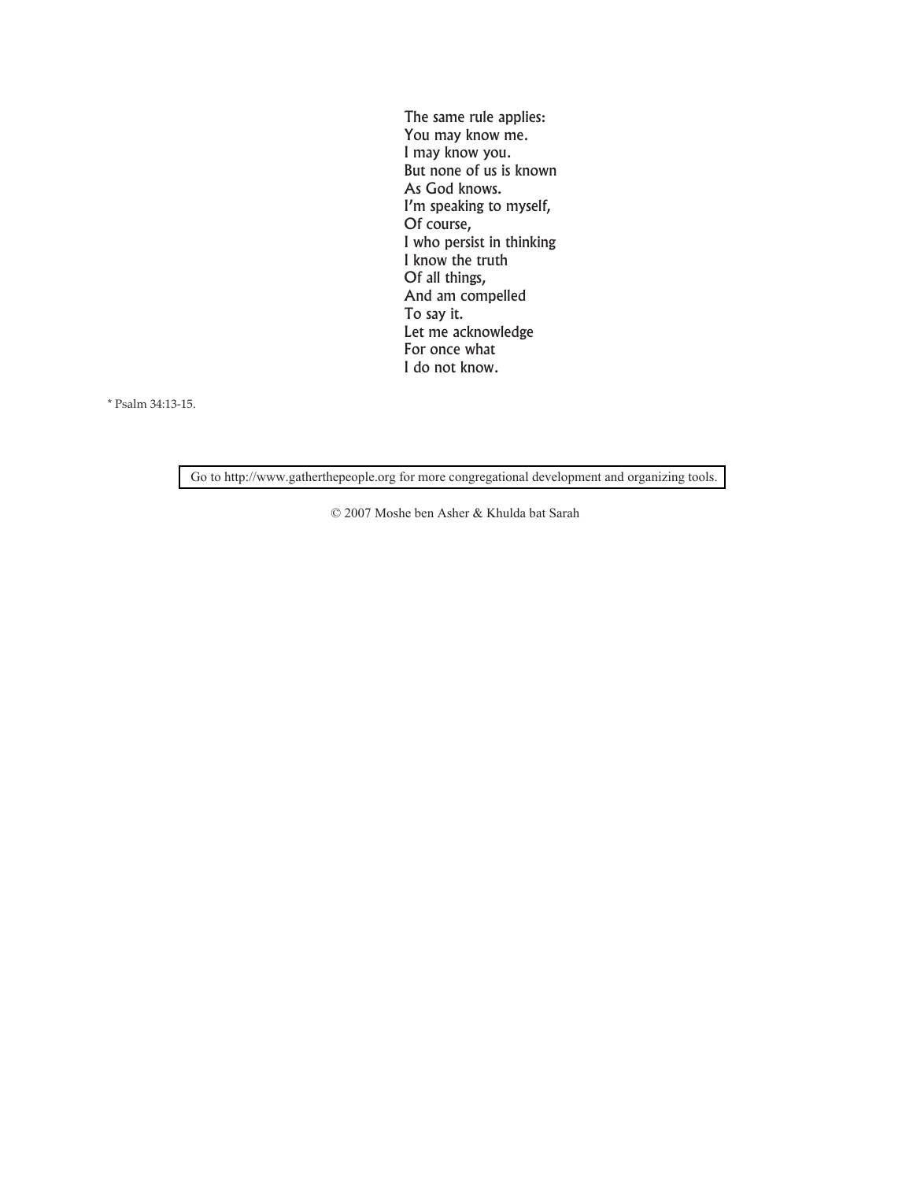The same rule applies:  
You may know me.  
I may know you.  
But none of us is known  
As God knows.  
I'm speaking to myself,  
Of course,  
I who persist in thinking  
I know the truth  
Of all things,  
And am compelled  
To say it.  
Let me acknowledge  
For once what  
I do not know.

* Psalm 34:13-15.

Go to http://www.gatherthepeople.org for more congregational development and organizing tools.

© 2007 Moshe ben Asher & Khulda bat Sarah